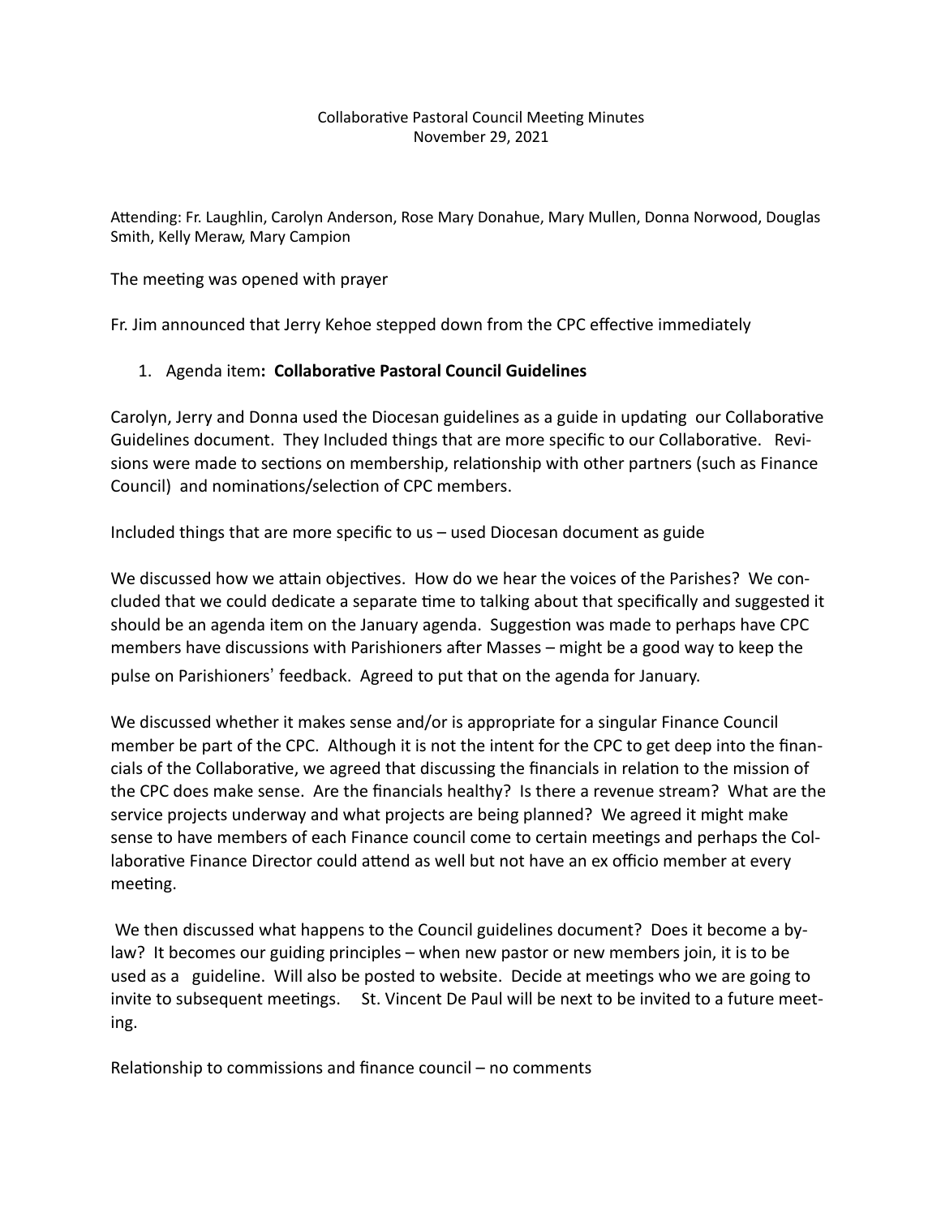Collaborative Pastoral Council Meeting Minutes
November 29, 2021

Attending: Fr. Laughlin, Carolyn Anderson, Rose Mary Donahue, Mary Mullen, Donna Norwood, Douglas Smith, Kelly Meraw, Mary Campion

The meeting was opened with prayer

Fr. Jim announced that Jerry Kehoe stepped down from the CPC effective immediately

1. Agenda item**: Collaborative Pastoral Council Guidelines**

Carolyn, Jerry and Donna used the Diocesan guidelines as a guide in updating our Collaborative Guidelines document. They Included things that are more specific to our Collaborative. Revisions were made to sections on membership, relationship with other partners (such as Finance Council) and nominations/selection of CPC members.

Included things that are more specific to us – used Diocesan document as guide

We discussed how we attain objectives. How do we hear the voices of the Parishes? We concluded that we could dedicate a separate time to talking about that specifically and suggested it should be an agenda item on the January agenda. Suggestion was made to perhaps have CPC members have discussions with Parishioners after Masses – might be a good way to keep the pulse on Parishioners' feedback. Agreed to put that on the agenda for January.

We discussed whether it makes sense and/or is appropriate for a singular Finance Council member be part of the CPC. Although it is not the intent for the CPC to get deep into the financials of the Collaborative, we agreed that discussing the financials in relation to the mission of the CPC does make sense. Are the financials healthy? Is there a revenue stream? What are the service projects underway and what projects are being planned? We agreed it might make sense to have members of each Finance council come to certain meetings and perhaps the Collaborative Finance Director could attend as well but not have an ex officio member at every meeting.

We then discussed what happens to the Council guidelines document? Does it become a bylaw? It becomes our guiding principles – when new pastor or new members join, it is to be used as a guideline. Will also be posted to website. Decide at meetings who we are going to invite to subsequent meetings. St. Vincent De Paul will be next to be invited to a future meeting.

Relationship to commissions and finance council – no comments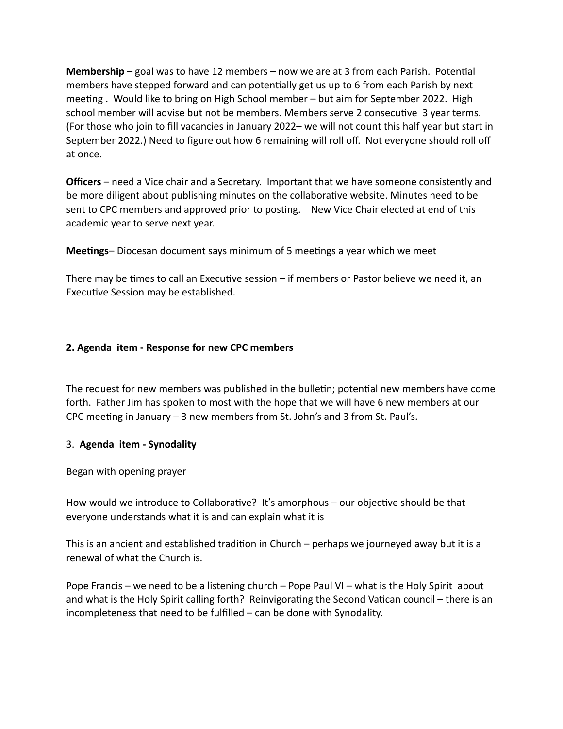**Membership** – goal was to have 12 members – now we are at 3 from each Parish. Potential members have stepped forward and can potentially get us up to 6 from each Parish by next meeting . Would like to bring on High School member – but aim for September 2022. High school member will advise but not be members. Members serve 2 consecutive 3 year terms. (For those who join to fill vacancies in January 2022– we will not count this half year but start in September 2022.) Need to figure out how 6 remaining will roll off. Not everyone should roll off at once.

**Officers** – need a Vice chair and a Secretary. Important that we have someone consistently and be more diligent about publishing minutes on the collaborative website. Minutes need to be sent to CPC members and approved prior to posting. New Vice Chair elected at end of this academic year to serve next year.

**Meetings**– Diocesan document says minimum of 5 meetings a year which we meet

There may be times to call an Executive session – if members or Pastor believe we need it, an Executive Session may be established.

**2. Agenda item - Response for new CPC members**

The request for new members was published in the bulletin; potential new members have come forth. Father Jim has spoken to most with the hope that we will have 6 new members at our CPC meeting in January – 3 new members from St. John's and 3 from St. Paul's.

3. **Agenda item - Synodality**

Began with opening prayer

How would we introduce to Collaborative? It's amorphous – our objective should be that everyone understands what it is and can explain what it is

This is an ancient and established tradition in Church – perhaps we journeyed away but it is a renewal of what the Church is.

Pope Francis – we need to be a listening church – Pope Paul VI – what is the Holy Spirit about and what is the Holy Spirit calling forth? Reinvigorating the Second Vatican council – there is an incompleteness that need to be fulfilled – can be done with Synodality.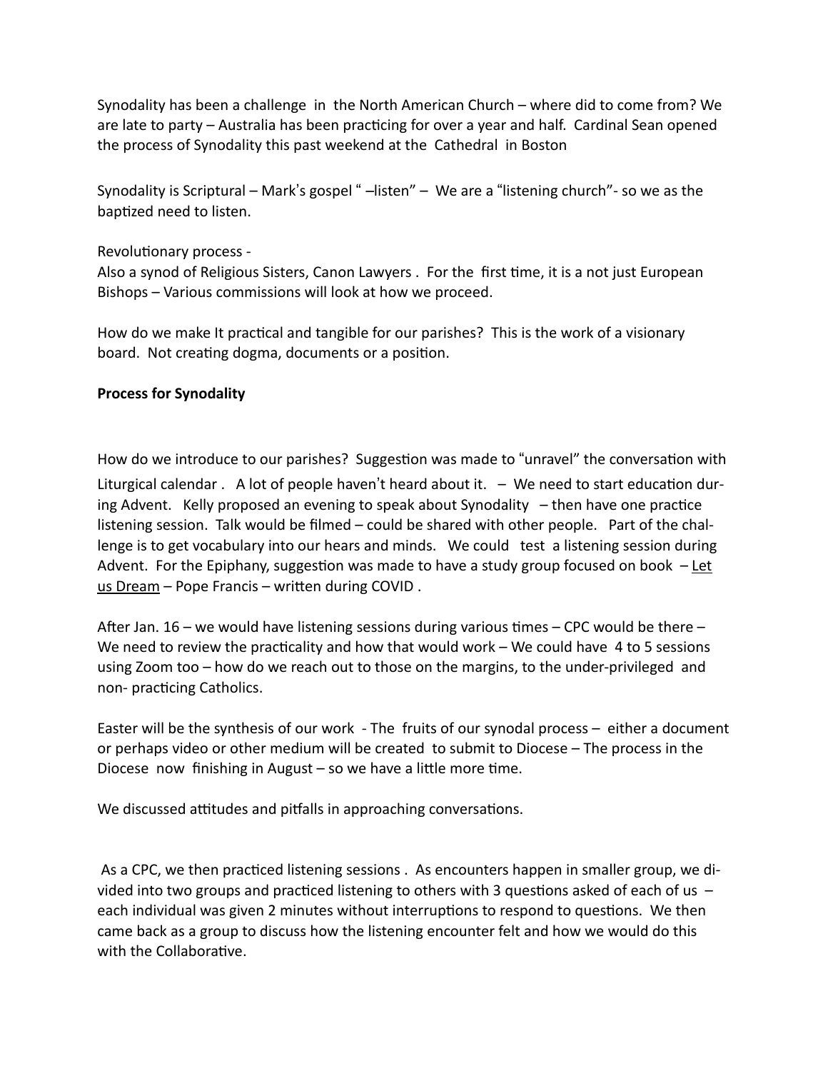Synodality has been a challenge in the North American Church – where did to come from? We are late to party – Australia has been practicing for over a year and half. Cardinal Sean opened the process of Synodality this past weekend at the Cathedral in Boston

Synodality is Scriptural – Mark's gospel " –listen" – We are a "listening church"- so we as the baptized need to listen.

Revolutionary process -
Also a synod of Religious Sisters, Canon Lawyers . For the first time, it is a not just European Bishops – Various commissions will look at how we proceed.

How do we make It practical and tangible for our parishes? This is the work of a visionary board. Not creating dogma, documents or a position.

**Process for Synodality**

How do we introduce to our parishes? Suggestion was made to "unravel" the conversation with Liturgical calendar . A lot of people haven't heard about it. – We need to start education during Advent. Kelly proposed an evening to speak about Synodality – then have one practice listening session. Talk would be filmed – could be shared with other people. Part of the challenge is to get vocabulary into our hears and minds. We could test a listening session during Advent. For the Epiphany, suggestion was made to have a study group focused on book – Let us Dream – Pope Francis – written during COVID .

After Jan. 16 – we would have listening sessions during various times – CPC would be there – We need to review the practicality and how that would work – We could have 4 to 5 sessions using Zoom too – how do we reach out to those on the margins, to the under-privileged and non- practicing Catholics.

Easter will be the synthesis of our work - The fruits of our synodal process – either a document or perhaps video or other medium will be created to submit to Diocese – The process in the Diocese now finishing in August – so we have a little more time.

We discussed attitudes and pitfalls in approaching conversations.

As a CPC, we then practiced listening sessions . As encounters happen in smaller group, we divided into two groups and practiced listening to others with 3 questions asked of each of us – each individual was given 2 minutes without interruptions to respond to questions. We then came back as a group to discuss how the listening encounter felt and how we would do this with the Collaborative.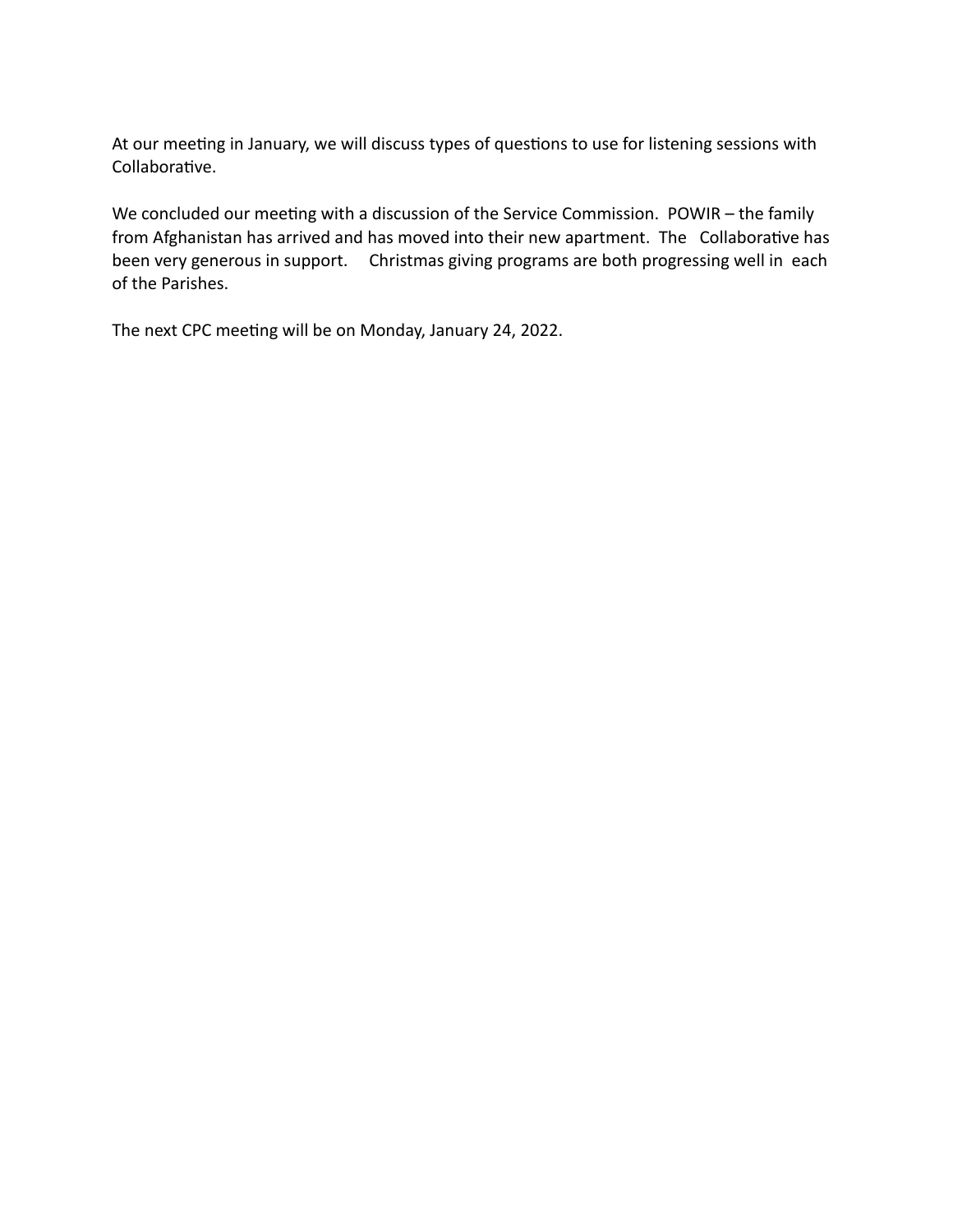At our meeting in January, we will discuss types of questions to use for listening sessions with Collaborative.

We concluded our meeting with a discussion of the Service Commission. POWIR – the family from Afghanistan has arrived and has moved into their new apartment. The Collaborative has been very generous in support. Christmas giving programs are both progressing well in each of the Parishes.

The next CPC meeting will be on Monday, January 24, 2022.